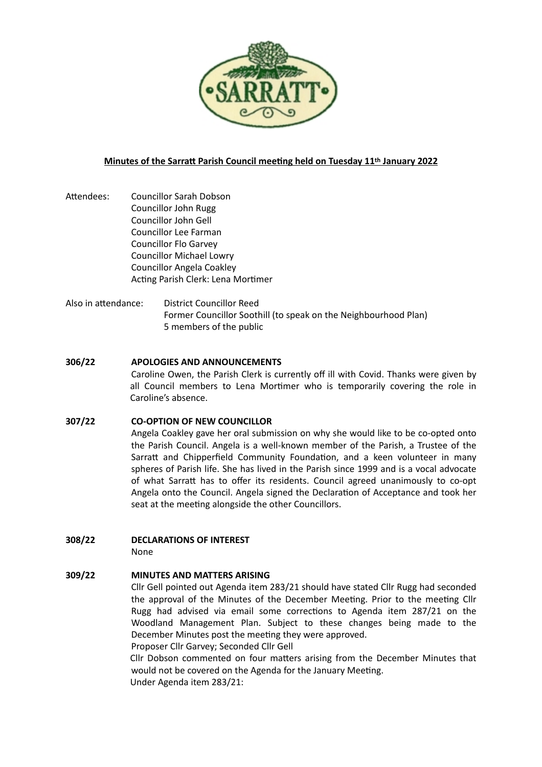**Minutes of the Sarratt Parish Council meeting held on Tuesday 11th January 2022**

Attendees:
Councillor Sarah Dobson
Councillor John Rugg
Councillor John Gell
Councillor Lee Farman
Councillor Flo Garvey
Councillor Michael Lowry
Councillor Angela Coakley
Acting Parish Clerk: Lena Mortimer

Also in attendance:
District Councillor Reed
Former Councillor Soothill (to speak on the Neighbourhood Plan)
5 members of the public

## 306/22 APOLOGIES AND ANNOUNCEMENTS

Caroline Owen, the Parish Clerk is currently off ill with Covid. Thanks were given by all Council members to Lena Mortimer who is temporarily covering the role in Caroline's absence.

## 307/22 CO-OPTION OF NEW COUNCILLOR

Angela Coakley gave her oral submission on why she would like to be co-opted onto the Parish Council. Angela is a well-known member of the Parish, a Trustee of the Sarratt and Chipperfield Community Foundation, and a keen volunteer in many spheres of Parish life. She has lived in the Parish since 1999 and is a vocal advocate of what Sarratt has to offer its residents. Council agreed unanimously to co-opt Angela onto the Council. Angela signed the Declaration of Acceptance and took her seat at the meeting alongside the other Councillors.

## 308/22 DECLARATIONS OF INTEREST

None

## 309/22 MINUTES AND MATTERS ARISING

Cllr Gell pointed out Agenda item 283/21 should have stated Cllr Rugg had seconded the approval of the Minutes of the December Meeting. Prior to the meeting Cllr Rugg had advised via email some corrections to Agenda item 287/21 on the Woodland Management Plan. Subject to these changes being made to the December Minutes post the meeting they were approved.

Proposer Cllr Garvey; Seconded Cllr Gell

Cllr Dobson commented on four matters arising from the December Minutes that would not be covered on the Agenda for the January Meeting.

Under Agenda item 283/21: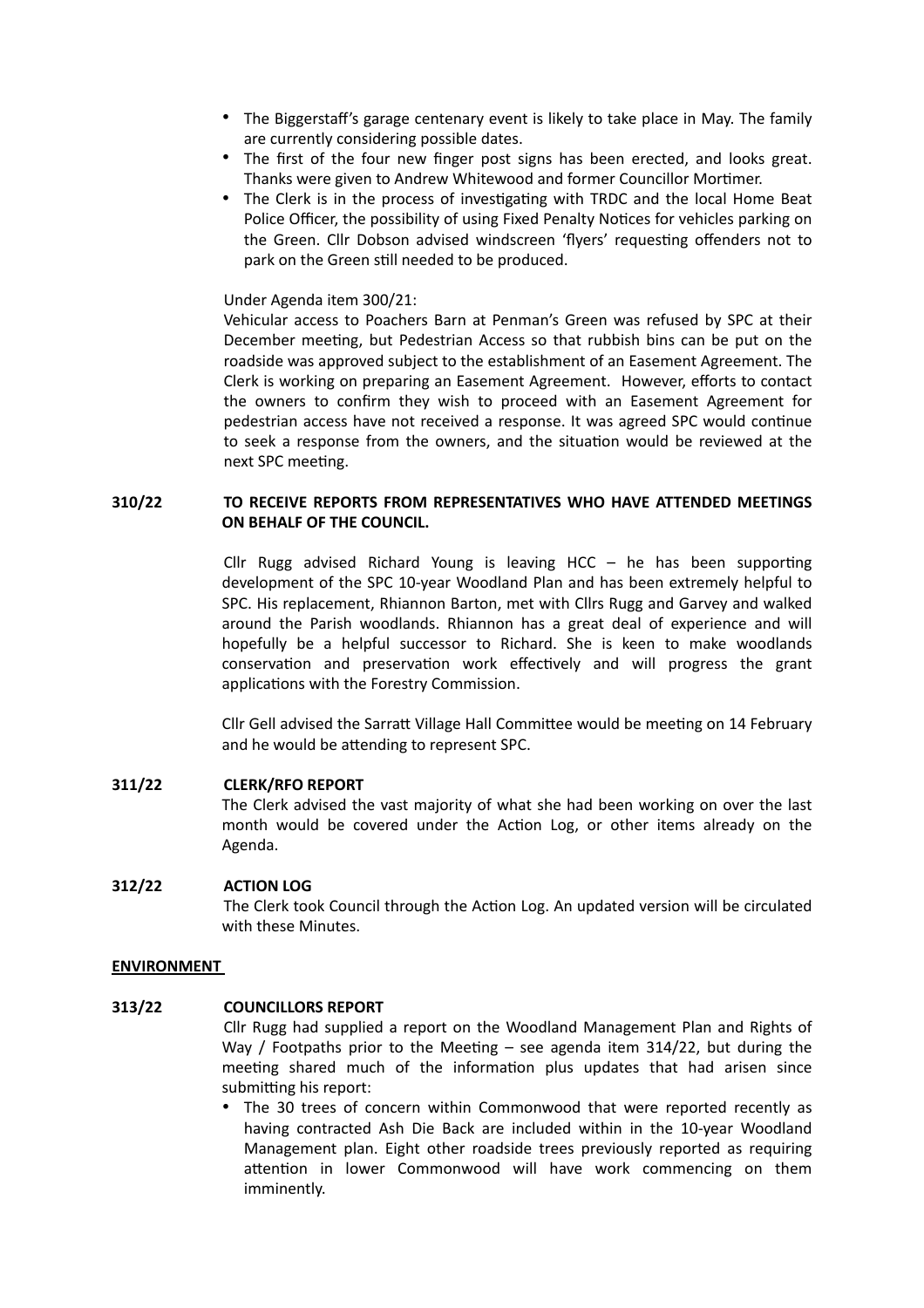- The Biggerstaff's garage centenary event is likely to take place in May. The family are currently considering possible dates.
- The first of the four new finger post signs has been erected, and looks great. Thanks were given to Andrew Whitewood and former Councillor Mortimer.
- The Clerk is in the process of investigating with TRDC and the local Home Beat Police Officer, the possibility of using Fixed Penalty Notices for vehicles parking on the Green. Cllr Dobson advised windscreen 'flyers' requesting offenders not to park on the Green still needed to be produced.

Under Agenda item 300/21:

Vehicular access to Poachers Barn at Penman's Green was refused by SPC at their December meeting, but Pedestrian Access so that rubbish bins can be put on the roadside was approved subject to the establishment of an Easement Agreement. The Clerk is working on preparing an Easement Agreement. However, efforts to contact the owners to confirm they wish to proceed with an Easement Agreement for pedestrian access have not received a response. It was agreed SPC would continue to seek a response from the owners, and the situation would be reviewed at the next SPC meeting.

**310/22 TO RECEIVE REPORTS FROM REPRESENTATIVES WHO HAVE ATTENDED MEETINGS ON BEHALF OF THE COUNCIL.**

Cllr Rugg advised Richard Young is leaving HCC – he has been supporting development of the SPC 10-year Woodland Plan and has been extremely helpful to SPC. His replacement, Rhiannon Barton, met with Cllrs Rugg and Garvey and walked around the Parish woodlands. Rhiannon has a great deal of experience and will hopefully be a helpful successor to Richard. She is keen to make woodlands conservation and preservation work effectively and will progress the grant applications with the Forestry Commission.

Cllr Gell advised the Sarratt Village Hall Committee would be meeting on 14 February and he would be attending to represent SPC.

**311/22 CLERK/RFO REPORT**

The Clerk advised the vast majority of what she had been working on over the last month would be covered under the Action Log, or other items already on the Agenda.

**312/22 ACTION LOG**

The Clerk took Council through the Action Log. An updated version will be circulated with these Minutes.

**ENVIRONMENT**

**313/22 COUNCILLORS REPORT**

Cllr Rugg had supplied a report on the Woodland Management Plan and Rights of Way / Footpaths prior to the Meeting – see agenda item 314/22, but during the meeting shared much of the information plus updates that had arisen since submitting his report:

- The 30 trees of concern within Commonwood that were reported recently as having contracted Ash Die Back are included within in the 10-year Woodland Management plan. Eight other roadside trees previously reported as requiring attention in lower Commonwood will have work commencing on them imminently.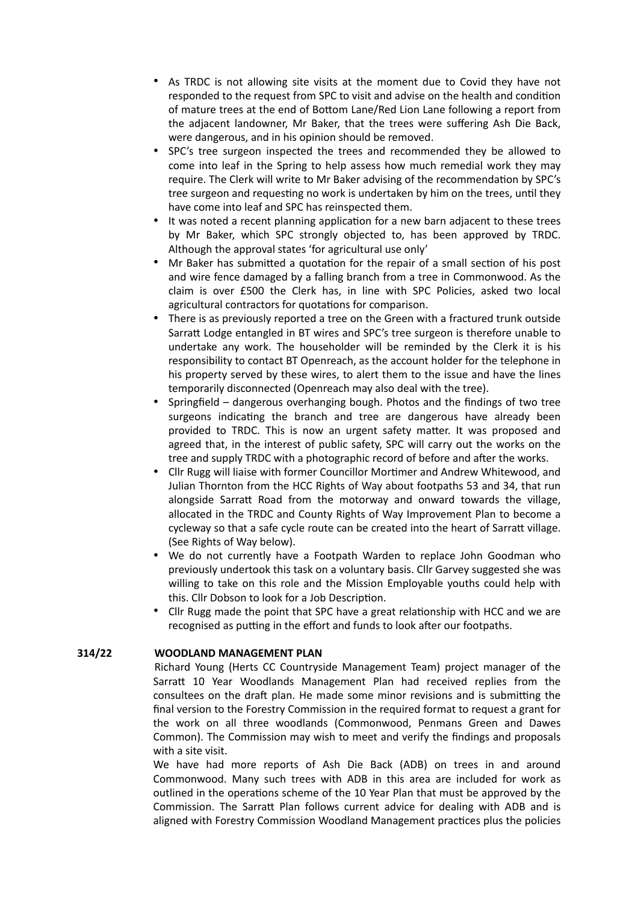- As TRDC is not allowing site visits at the moment due to Covid they have not responded to the request from SPC to visit and advise on the health and condition of mature trees at the end of Bottom Lane/Red Lion Lane following a report from the adjacent landowner, Mr Baker, that the trees were suffering Ash Die Back, were dangerous, and in his opinion should be removed.
- SPC's tree surgeon inspected the trees and recommended they be allowed to come into leaf in the Spring to help assess how much remedial work they may require. The Clerk will write to Mr Baker advising of the recommendation by SPC's tree surgeon and requesting no work is undertaken by him on the trees, until they have come into leaf and SPC has reinspected them.
- It was noted a recent planning application for a new barn adjacent to these trees by Mr Baker, which SPC strongly objected to, has been approved by TRDC. Although the approval states 'for agricultural use only'
- Mr Baker has submitted a quotation for the repair of a small section of his post and wire fence damaged by a falling branch from a tree in Commonwood. As the claim is over £500 the Clerk has, in line with SPC Policies, asked two local agricultural contractors for quotations for comparison.
- There is as previously reported a tree on the Green with a fractured trunk outside Sarratt Lodge entangled in BT wires and SPC's tree surgeon is therefore unable to undertake any work. The householder will be reminded by the Clerk it is his responsibility to contact BT Openreach, as the account holder for the telephone in his property served by these wires, to alert them to the issue and have the lines temporarily disconnected (Openreach may also deal with the tree).
- Springfield – dangerous overhanging bough. Photos and the findings of two tree surgeons indicating the branch and tree are dangerous have already been provided to TRDC. This is now an urgent safety matter. It was proposed and agreed that, in the interest of public safety, SPC will carry out the works on the tree and supply TRDC with a photographic record of before and after the works.
- Cllr Rugg will liaise with former Councillor Mortimer and Andrew Whitewood, and Julian Thornton from the HCC Rights of Way about footpaths 53 and 34, that run alongside Sarratt Road from the motorway and onward towards the village, allocated in the TRDC and County Rights of Way Improvement Plan to become a cycleway so that a safe cycle route can be created into the heart of Sarratt village. (See Rights of Way below).
- We do not currently have a Footpath Warden to replace John Goodman who previously undertook this task on a voluntary basis. Cllr Garvey suggested she was willing to take on this role and the Mission Employable youths could help with this. Cllr Dobson to look for a Job Description.
- Cllr Rugg made the point that SPC have a great relationship with HCC and we are recognised as putting in the effort and funds to look after our footpaths.

**314/22 WOODLAND MANAGEMENT PLAN**

Richard Young (Herts CC Countryside Management Team) project manager of the Sarratt 10 Year Woodlands Management Plan had received replies from the consultees on the draft plan. He made some minor revisions and is submitting the final version to the Forestry Commission in the required format to request a grant for the work on all three woodlands (Commonwood, Penmans Green and Dawes Common). The Commission may wish to meet and verify the findings and proposals with a site visit.

We have had more reports of Ash Die Back (ADB) on trees in and around Commonwood. Many such trees with ADB in this area are included for work as outlined in the operations scheme of the 10 Year Plan that must be approved by the Commission. The Sarratt Plan follows current advice for dealing with ADB and is aligned with Forestry Commission Woodland Management practices plus the policies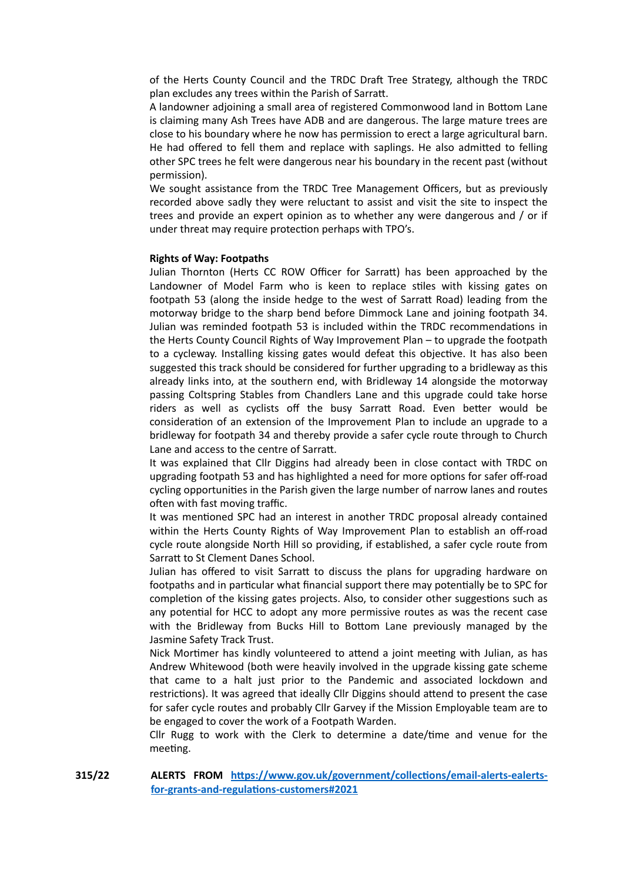of the Herts County Council and the TRDC Draft Tree Strategy, although the TRDC plan excludes any trees within the Parish of Sarratt.

A landowner adjoining a small area of registered Commonwood land in Bottom Lane is claiming many Ash Trees have ADB and are dangerous. The large mature trees are close to his boundary where he now has permission to erect a large agricultural barn. He had offered to fell them and replace with saplings. He also admitted to felling other SPC trees he felt were dangerous near his boundary in the recent past (without permission).

We sought assistance from the TRDC Tree Management Officers, but as previously recorded above sadly they were reluctant to assist and visit the site to inspect the trees and provide an expert opinion as to whether any were dangerous and / or if under threat may require protection perhaps with TPO's.

**Rights of Way: Footpaths**

Julian Thornton (Herts CC ROW Officer for Sarratt) has been approached by the Landowner of Model Farm who is keen to replace stiles with kissing gates on footpath 53 (along the inside hedge to the west of Sarratt Road) leading from the motorway bridge to the sharp bend before Dimmock Lane and joining footpath 34. Julian was reminded footpath 53 is included within the TRDC recommendations in the Herts County Council Rights of Way Improvement Plan – to upgrade the footpath to a cycleway. Installing kissing gates would defeat this objective. It has also been suggested this track should be considered for further upgrading to a bridleway as this already links into, at the southern end, with Bridleway 14 alongside the motorway passing Coltspring Stables from Chandlers Lane and this upgrade could take horse riders as well as cyclists off the busy Sarratt Road. Even better would be consideration of an extension of the Improvement Plan to include an upgrade to a bridleway for footpath 34 and thereby provide a safer cycle route through to Church Lane and access to the centre of Sarratt.

It was explained that Cllr Diggins had already been in close contact with TRDC on upgrading footpath 53 and has highlighted a need for more options for safer off-road cycling opportunities in the Parish given the large number of narrow lanes and routes often with fast moving traffic.

It was mentioned SPC had an interest in another TRDC proposal already contained within the Herts County Rights of Way Improvement Plan to establish an off-road cycle route alongside North Hill so providing, if established, a safer cycle route from Sarratt to St Clement Danes School.

Julian has offered to visit Sarratt to discuss the plans for upgrading hardware on footpaths and in particular what financial support there may potentially be to SPC for completion of the kissing gates projects. Also, to consider other suggestions such as any potential for HCC to adopt any more permissive routes as was the recent case with the Bridleway from Bucks Hill to Bottom Lane previously managed by the Jasmine Safety Track Trust.

Nick Mortimer has kindly volunteered to attend a joint meeting with Julian, as has Andrew Whitewood (both were heavily involved in the upgrade kissing gate scheme that came to a halt just prior to the Pandemic and associated lockdown and restrictions). It was agreed that ideally Cllr Diggins should attend to present the case for safer cycle routes and probably Cllr Garvey if the Mission Employable team are to be engaged to cover the work of a Footpath Warden.

Cllr Rugg to work with the Clerk to determine a date/time and venue for the meeting.

**315/22 ALERTS FROM [https://www.gov.uk/government/collections/email-alerts-ealerts-for-grants-and-regulations-customers#2021](https://www.gov.uk/government/collections/email-alerts-ealerts-for-grants-and-regulations-customers#2021)**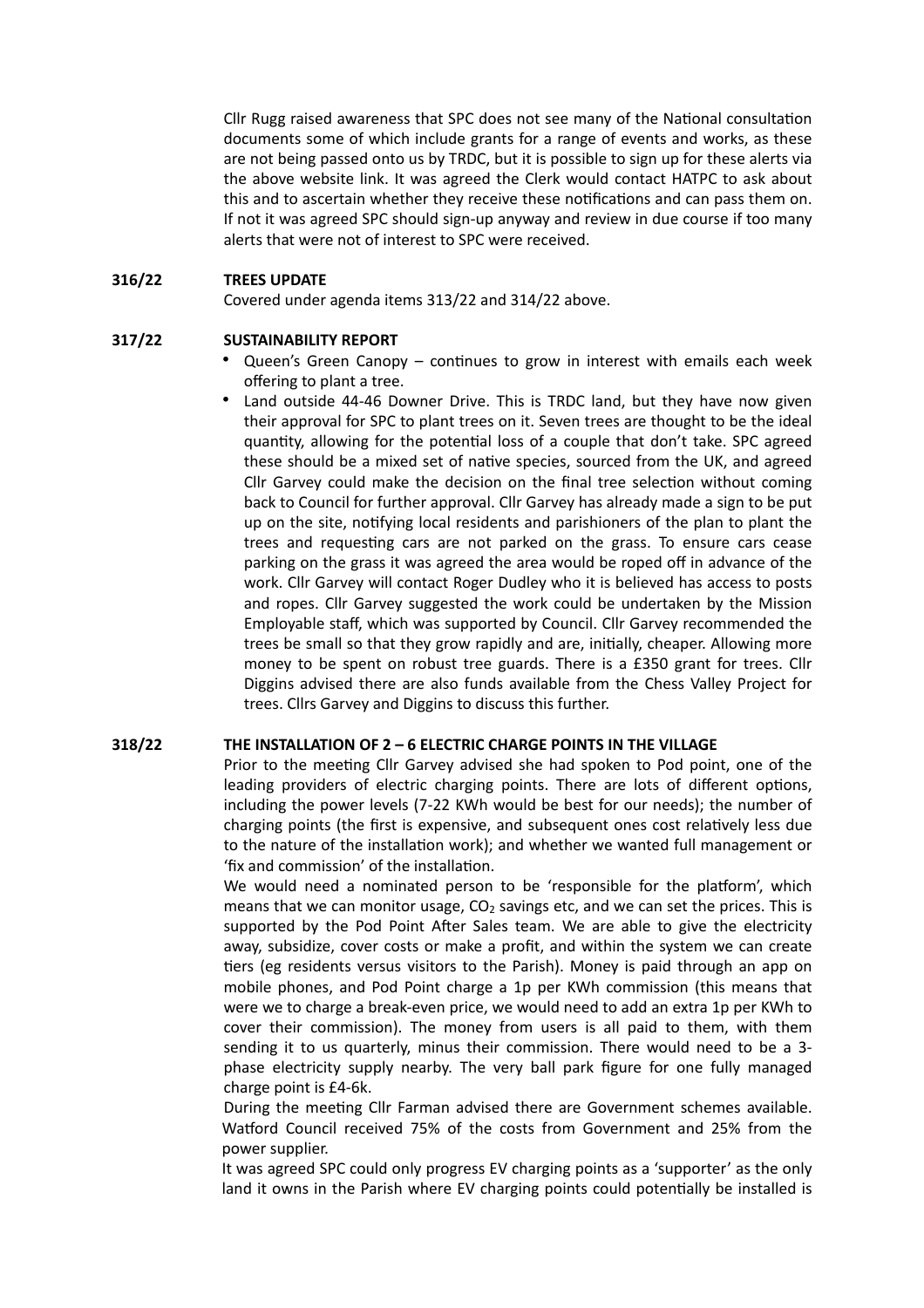Cllr Rugg raised awareness that SPC does not see many of the National consultation documents some of which include grants for a range of events and works, as these are not being passed onto us by TRDC, but it is possible to sign up for these alerts via the above website link. It was agreed the Clerk would contact HATPC to ask about this and to ascertain whether they receive these notifications and can pass them on. If not it was agreed SPC should sign-up anyway and review in due course if too many alerts that were not of interest to SPC were received.

**316/22 TREES UPDATE**

Covered under agenda items 313/22 and 314/22 above.

**317/22 SUSTAINABILITY REPORT**

- Queen's Green Canopy – continues to grow in interest with emails each week offering to plant a tree.
- Land outside 44-46 Downer Drive. This is TRDC land, but they have now given their approval for SPC to plant trees on it. Seven trees are thought to be the ideal quantity, allowing for the potential loss of a couple that don't take. SPC agreed these should be a mixed set of native species, sourced from the UK, and agreed Cllr Garvey could make the decision on the final tree selection without coming back to Council for further approval. Cllr Garvey has already made a sign to be put up on the site, notifying local residents and parishioners of the plan to plant the trees and requesting cars are not parked on the grass. To ensure cars cease parking on the grass it was agreed the area would be roped off in advance of the work. Cllr Garvey will contact Roger Dudley who it is believed has access to posts and ropes. Cllr Garvey suggested the work could be undertaken by the Mission Employable staff, which was supported by Council. Cllr Garvey recommended the trees be small so that they grow rapidly and are, initially, cheaper. Allowing more money to be spent on robust tree guards. There is a £350 grant for trees. Cllr Diggins advised there are also funds available from the Chess Valley Project for trees. Cllrs Garvey and Diggins to discuss this further.

**318/22 THE INSTALLATION OF 2 – 6 ELECTRIC CHARGE POINTS IN THE VILLAGE**

Prior to the meeting Cllr Garvey advised she had spoken to Pod point, one of the leading providers of electric charging points. There are lots of different options, including the power levels (7-22 KWh would be best for our needs); the number of charging points (the first is expensive, and subsequent ones cost relatively less due to the nature of the installation work); and whether we wanted full management or 'fix and commission' of the installation.

We would need a nominated person to be 'responsible for the platform', which means that we can monitor usage, $CO_2$ savings etc, and we can set the prices. This is supported by the Pod Point After Sales team. We are able to give the electricity away, subsidize, cover costs or make a profit, and within the system we can create tiers (eg residents versus visitors to the Parish). Money is paid through an app on mobile phones, and Pod Point charge a 1p per KWh commission (this means that were we to charge a break-even price, we would need to add an extra 1p per KWh to cover their commission). The money from users is all paid to them, with them sending it to us quarterly, minus their commission. There would need to be a 3-phase electricity supply nearby. The very ball park figure for one fully managed charge point is £4-6k.

During the meeting Cllr Farman advised there are Government schemes available. Watford Council received 75% of the costs from Government and 25% from the power supplier.

It was agreed SPC could only progress EV charging points as a 'supporter' as the only land it owns in the Parish where EV charging points could potentially be installed is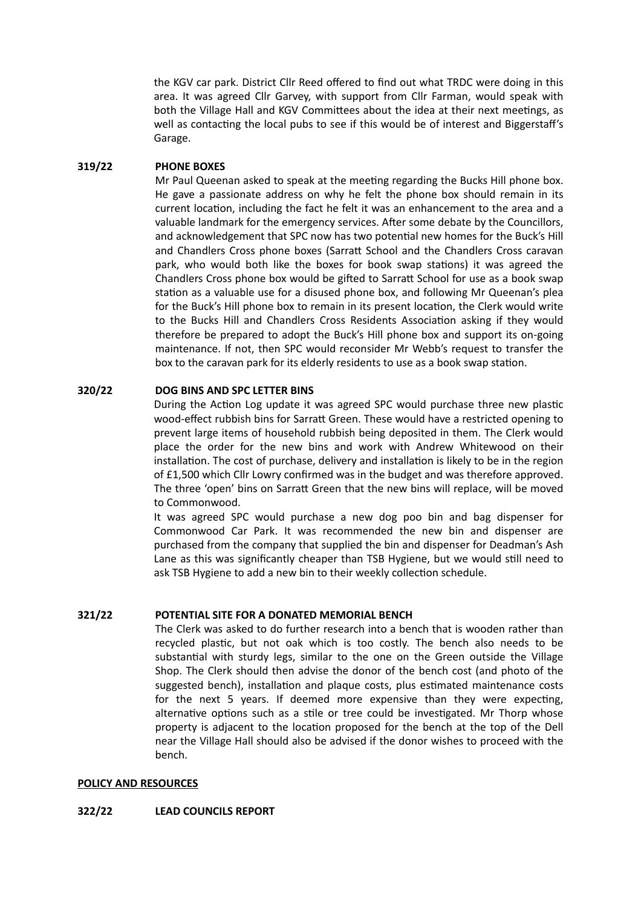the KGV car park. District Cllr Reed offered to find out what TRDC were doing in this area. It was agreed Cllr Garvey, with support from Cllr Farman, would speak with both the Village Hall and KGV Committees about the idea at their next meetings, as well as contacting the local pubs to see if this would be of interest and Biggerstaff's Garage.

**319/22 PHONE BOXES**

Mr Paul Queenan asked to speak at the meeting regarding the Bucks Hill phone box. He gave a passionate address on why he felt the phone box should remain in its current location, including the fact he felt it was an enhancement to the area and a valuable landmark for the emergency services. After some debate by the Councillors, and acknowledgement that SPC now has two potential new homes for the Buck's Hill and Chandlers Cross phone boxes (Sarratt School and the Chandlers Cross caravan park, who would both like the boxes for book swap stations) it was agreed the Chandlers Cross phone box would be gifted to Sarratt School for use as a book swap station as a valuable use for a disused phone box, and following Mr Queenan's plea for the Buck's Hill phone box to remain in its present location, the Clerk would write to the Bucks Hill and Chandlers Cross Residents Association asking if they would therefore be prepared to adopt the Buck's Hill phone box and support its on-going maintenance. If not, then SPC would reconsider Mr Webb's request to transfer the box to the caravan park for its elderly residents to use as a book swap station.

**320/22 DOG BINS AND SPC LETTER BINS**

During the Action Log update it was agreed SPC would purchase three new plastic wood-effect rubbish bins for Sarratt Green. These would have a restricted opening to prevent large items of household rubbish being deposited in them. The Clerk would place the order for the new bins and work with Andrew Whitewood on their installation. The cost of purchase, delivery and installation is likely to be in the region of £1,500 which Cllr Lowry confirmed was in the budget and was therefore approved. The three 'open' bins on Sarratt Green that the new bins will replace, will be moved to Commonwood.

It was agreed SPC would purchase a new dog poo bin and bag dispenser for Commonwood Car Park. It was recommended the new bin and dispenser are purchased from the company that supplied the bin and dispenser for Deadman's Ash Lane as this was significantly cheaper than TSB Hygiene, but we would still need to ask TSB Hygiene to add a new bin to their weekly collection schedule.

**321/22 POTENTIAL SITE FOR A DONATED MEMORIAL BENCH**

The Clerk was asked to do further research into a bench that is wooden rather than recycled plastic, but not oak which is too costly. The bench also needs to be substantial with sturdy legs, similar to the one on the Green outside the Village Shop. The Clerk should then advise the donor of the bench cost (and photo of the suggested bench), installation and plaque costs, plus estimated maintenance costs for the next 5 years. If deemed more expensive than they were expecting, alternative options such as a stile or tree could be investigated. Mr Thorp whose property is adjacent to the location proposed for the bench at the top of the Dell near the Village Hall should also be advised if the donor wishes to proceed with the bench.

**POLICY AND RESOURCES**

**322/22 LEAD COUNCILS REPORT**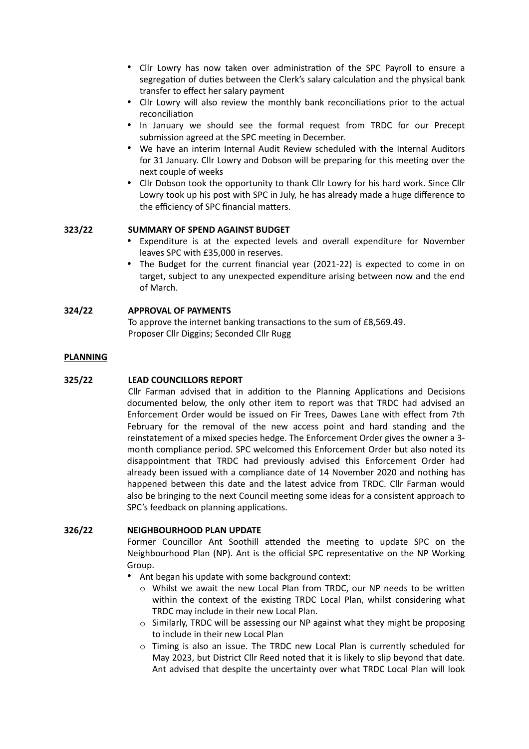- Cllr Lowry has now taken over administration of the SPC Payroll to ensure a segregation of duties between the Clerk's salary calculation and the physical bank transfer to effect her salary payment
- Cllr Lowry will also review the monthly bank reconciliations prior to the actual reconciliation
- In January we should see the formal request from TRDC for our Precept submission agreed at the SPC meeting in December.
- We have an interim Internal Audit Review scheduled with the Internal Auditors for 31 January. Cllr Lowry and Dobson will be preparing for this meeting over the next couple of weeks
- Cllr Dobson took the opportunity to thank Cllr Lowry for his hard work. Since Cllr Lowry took up his post with SPC in July, he has already made a huge difference to the efficiency of SPC financial matters.

**323/22 SUMMARY OF SPEND AGAINST BUDGET**

- Expenditure is at the expected levels and overall expenditure for November leaves SPC with £35,000 in reserves.
- The Budget for the current financial year (2021-22) is expected to come in on target, subject to any unexpected expenditure arising between now and the end of March.

**324/22 APPROVAL OF PAYMENTS**

To approve the internet banking transactions to the sum of £8,569.49.
Proposer Cllr Diggins; Seconded Cllr Rugg

**PLANNING**

**325/22 LEAD COUNCILLORS REPORT**

Cllr Farman advised that in addition to the Planning Applications and Decisions documented below, the only other item to report was that TRDC had advised an Enforcement Order would be issued on Fir Trees, Dawes Lane with effect from 7th February for the removal of the new access point and hard standing and the reinstatement of a mixed species hedge. The Enforcement Order gives the owner a 3-month compliance period. SPC welcomed this Enforcement Order but also noted its disappointment that TRDC had previously advised this Enforcement Order had already been issued with a compliance date of 14 November 2020 and nothing has happened between this date and the latest advice from TRDC. Cllr Farman would also be bringing to the next Council meeting some ideas for a consistent approach to SPC's feedback on planning applications.

**326/22 NEIGHBOURHOOD PLAN UPDATE**

Former Councillor Ant Soothill attended the meeting to update SPC on the Neighbourhood Plan (NP). Ant is the official SPC representative on the NP Working Group.

- Ant began his update with some background context:
  - Whilst we await the new Local Plan from TRDC, our NP needs to be written within the context of the existing TRDC Local Plan, whilst considering what TRDC may include in their new Local Plan.
  - Similarly, TRDC will be assessing our NP against what they might be proposing to include in their new Local Plan
  - Timing is also an issue. The TRDC new Local Plan is currently scheduled for May 2023, but District Cllr Reed noted that it is likely to slip beyond that date. Ant advised that despite the uncertainty over what TRDC Local Plan will look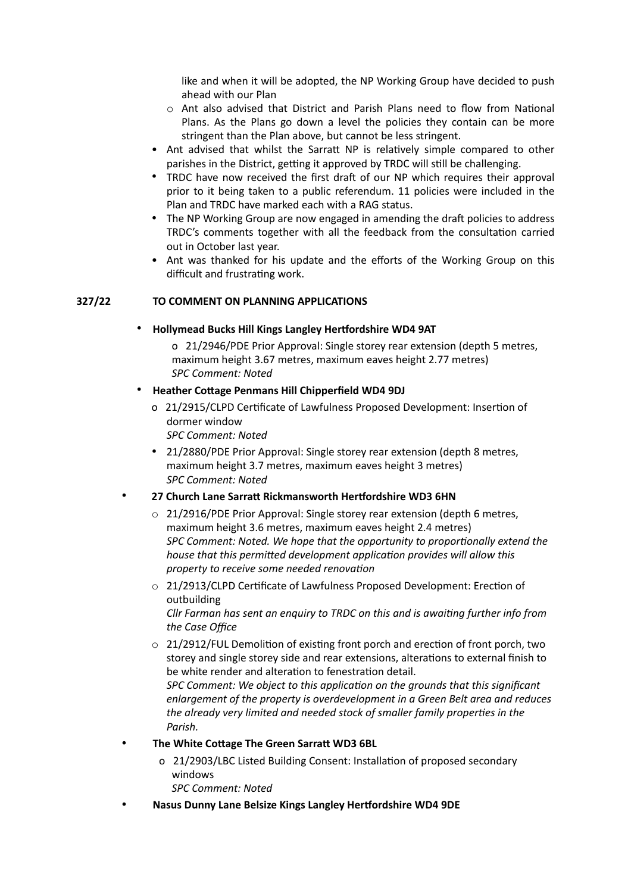like and when it will be adopted, the NP Working Group have decided to push ahead with our Plan

- Ant also advised that District and Parish Plans need to flow from National Plans. As the Plans go down a level the policies they contain can be more stringent than the Plan above, but cannot be less stringent.

- Ant advised that whilst the Sarratt NP is relatively simple compared to other parishes in the District, getting it approved by TRDC will still be challenging.
- TRDC have now received the first draft of our NP which requires their approval prior to it being taken to a public referendum. 11 policies were included in the Plan and TRDC have marked each with a RAG status.
- The NP Working Group are now engaged in amending the draft policies to address TRDC's comments together with all the feedback from the consultation carried out in October last year.
- Ant was thanked for his update and the efforts of the Working Group on this difficult and frustrating work.

**327/22 TO COMMENT ON PLANNING APPLICATIONS**

- **Hollymead Bucks Hill Kings Langley Hertfordshire WD4 9AT**
  - 21/2946/PDE Prior Approval: Single storey rear extension (depth 5 metres, maximum height 3.67 metres, maximum eaves height 2.77 metres)
    *SPC Comment: Noted*
- **Heather Cottage Penmans Hill Chipperfield WD4 9DJ**
  - 21/2915/CLPD Certificate of Lawfulness Proposed Development: Insertion of dormer window
    *SPC Comment: Noted*
  - 21/2880/PDE Prior Approval: Single storey rear extension (depth 8 metres, maximum height 3.7 metres, maximum eaves height 3 metres)
    *SPC Comment: Noted*
- **27 Church Lane Sarratt Rickmansworth Hertfordshire WD3 6HN**
  - 21/2916/PDE Prior Approval: Single storey rear extension (depth 6 metres, maximum height 3.6 metres, maximum eaves height 2.4 metres)
    *SPC Comment: Noted. We hope that the opportunity to proportionally extend the house that this permitted development application provides will allow this property to receive some needed renovation*
  - 21/2913/CLPD Certificate of Lawfulness Proposed Development: Erection of outbuilding
    *Cllr Farman has sent an enquiry to TRDC on this and is awaiting further info from the Case Office*
  - 21/2912/FUL Demolition of existing front porch and erection of front porch, two storey and single storey side and rear extensions, alterations to external finish to be white render and alteration to fenestration detail.
    *SPC Comment: We object to this application on the grounds that this significant enlargement of the property is overdevelopment in a Green Belt area and reduces the already very limited and needed stock of smaller family properties in the Parish.*
- **The White Cottage The Green Sarratt WD3 6BL**
  - 21/2903/LBC Listed Building Consent: Installation of proposed secondary windows
    *SPC Comment: Noted*
- **Nasus Dunny Lane Belsize Kings Langley Hertfordshire WD4 9DE**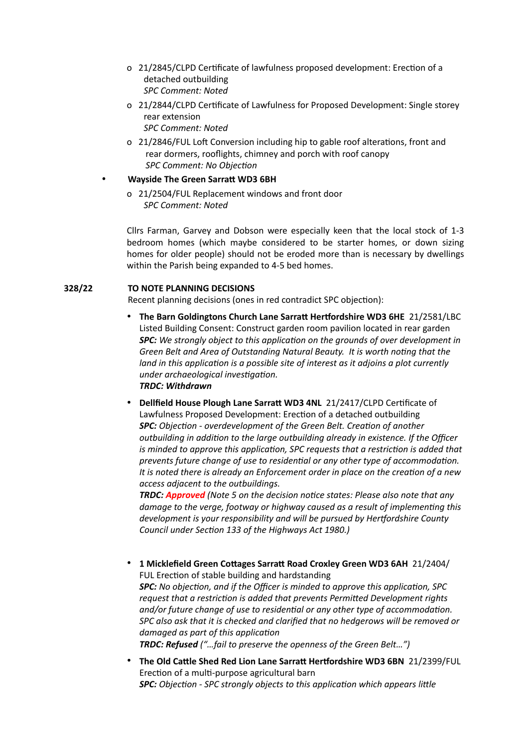- 21/2845/CLPD Certificate of lawfulness proposed development: Erection of a detached outbuilding
  *SPC Comment: Noted*
- 21/2844/CLPD Certificate of Lawfulness for Proposed Development: Single storey rear extension
  *SPC Comment: Noted*
- 21/2846/FUL Loft Conversion including hip to gable roof alterations, front and rear dormers, rooflights, chimney and porch with roof canopy
  *SPC Comment: No Objection*

- **Wayside The Green Sarratt WD3 6BH**
  - 21/2504/FUL Replacement windows and front door
    *SPC Comment: Noted*

Cllrs Farman, Garvey and Dobson were especially keen that the local stock of 1-3 bedroom homes (which maybe considered to be starter homes, or down sizing homes for older people) should not be eroded more than is necessary by dwellings within the Parish being expanded to 4-5 bed homes.

**328/22 TO NOTE PLANNING DECISIONS**

Recent planning decisions (ones in red contradict SPC objection):

- **The Barn Goldingtons Church Lane Sarratt Hertfordshire WD3 6HE** 21/2581/LBC Listed Building Consent: Construct garden room pavilion located in rear garden
  ***SPC:*** *We strongly object to this application on the grounds of over development in Green Belt and Area of Outstanding Natural Beauty. It is worth noting that the land in this application is a possible site of interest as it adjoins a plot currently under archaeological investigation.*
  ***TRDC: Withdrawn***
- **Dellfield House Plough Lane Sarratt WD3 4NL** 21/2417/CLPD Certificate of Lawfulness Proposed Development: Erection of a detached outbuilding
  ***SPC:*** *Objection - overdevelopment of the Green Belt. Creation of another outbuilding in addition to the large outbuilding already in existence. If the Officer is minded to approve this application, SPC requests that a restriction is added that prevents future change of use to residential or any other type of accommodation. It is noted there is already an Enforcement order in place on the creation of a new access adjacent to the outbuildings.*
  ***TRDC: Approved*** *(Note 5 on the decision notice states: Please also note that any damage to the verge, footway or highway caused as a result of implementing this development is your responsibility and will be pursued by Hertfordshire County Council under Section 133 of the Highways Act 1980.)*
- **1 Micklefield Green Cottages Sarratt Road Croxley Green WD3 6AH** 21/2404/FUL Erection of stable building and hardstanding
  ***SPC:*** *No objection, and if the Officer is minded to approve this application, SPC request that a restriction is added that prevents Permitted Development rights and/or future change of use to residential or any other type of accommodation. SPC also ask that it is checked and clarified that no hedgerows will be removed or damaged as part of this application*
  ***TRDC: Refused*** *("…fail to preserve the openness of the Green Belt…")*
- **The Old Cattle Shed Red Lion Lane Sarratt Hertfordshire WD3 6BN** 21/2399/FUL Erection of a multi-purpose agricultural barn
  ***SPC:*** *Objection - SPC strongly objects to this application which appears little*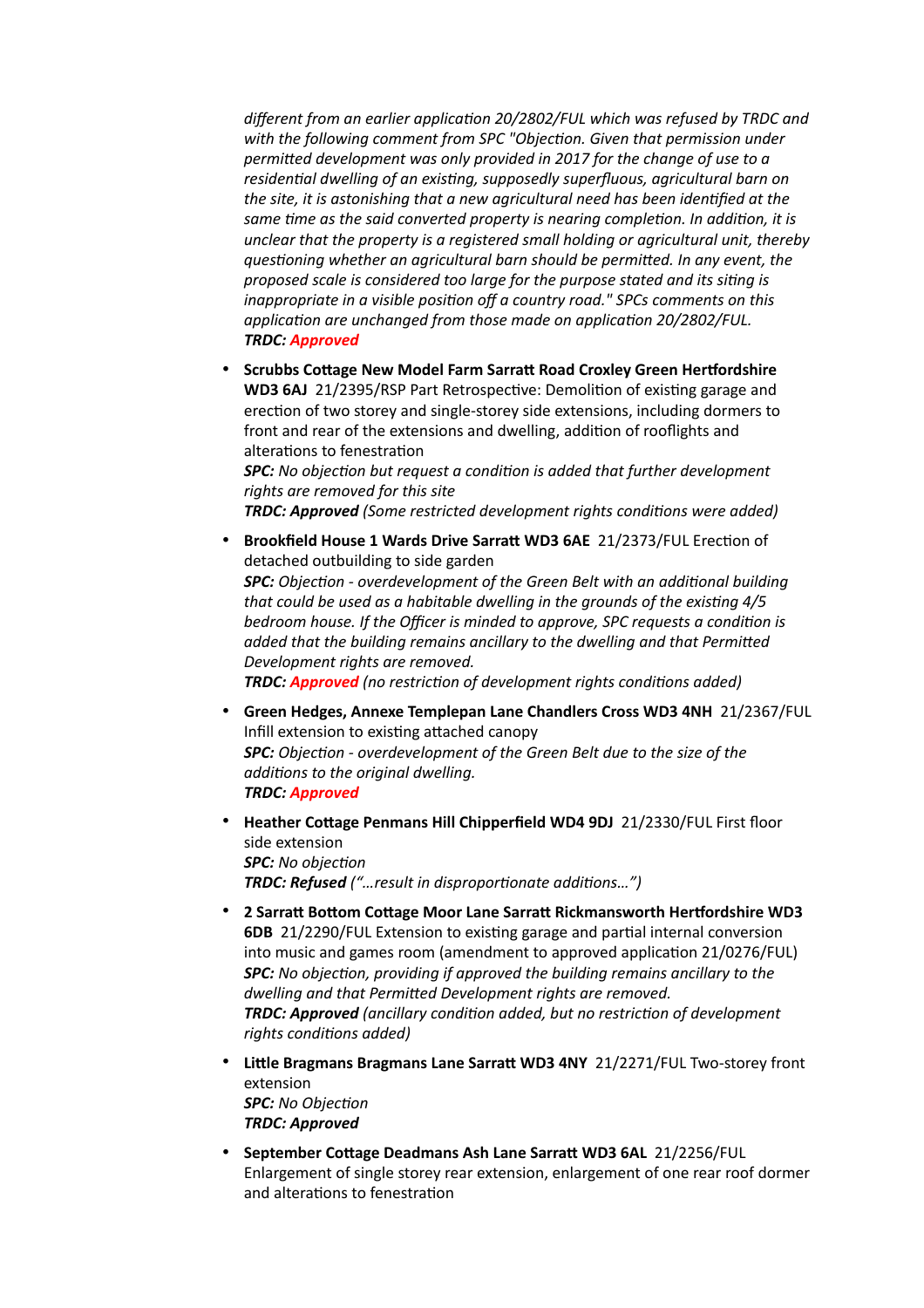*different from an earlier application 20/2802/FUL which was refused by TRDC and with the following comment from SPC "Objection. Given that permission under permitted development was only provided in 2017 for the change of use to a residential dwelling of an existing, supposedly superfluous, agricultural barn on the site, it is astonishing that a new agricultural need has been identified at the same time as the said converted property is nearing completion. In addition, it is unclear that the property is a registered small holding or agricultural unit, thereby questioning whether an agricultural barn should be permitted. In any event, the proposed scale is considered too large for the purpose stated and its siting is inappropriate in a visible position off a country road." SPCs comments on this application are unchanged from those made on application 20/2802/FUL.*
***TRDC: Approved***

- **Scrubbs Cottage New Model Farm Sarratt Road Croxley Green Hertfordshire WD3 6AJ** 21/2395/RSP Part Retrospective: Demolition of existing garage and erection of two storey and single-storey side extensions, including dormers to front and rear of the extensions and dwelling, addition of rooflights and alterations to fenestration
  ***SPC:*** *No objection but request a condition is added that further development rights are removed for this site*
  ***TRDC: Approved*** *(Some restricted development rights conditions were added)*

- **Brookfield House 1 Wards Drive Sarratt WD3 6AE** 21/2373/FUL Erection of detached outbuilding to side garden
  ***SPC:*** *Objection - overdevelopment of the Green Belt with an additional building that could be used as a habitable dwelling in the grounds of the existing 4/5 bedroom house. If the Officer is minded to approve, SPC requests a condition is added that the building remains ancillary to the dwelling and that Permitted Development rights are removed.*
  ***TRDC: Approved*** *(no restriction of development rights conditions added)*

- **Green Hedges, Annexe Templepan Lane Chandlers Cross WD3 4NH** 21/2367/FUL Infill extension to existing attached canopy
  ***SPC:*** *Objection - overdevelopment of the Green Belt due to the size of the additions to the original dwelling.*
  ***TRDC: Approved***

- **Heather Cottage Penmans Hill Chipperfield WD4 9DJ** 21/2330/FUL First floor side extension
  ***SPC:*** *No objection*
  ***TRDC: Refused*** *("…result in disproportionate additions…")*

- **2 Sarratt Bottom Cottage Moor Lane Sarratt Rickmansworth Hertfordshire WD3 6DB** 21/2290/FUL Extension to existing garage and partial internal conversion into music and games room (amendment to approved application 21/0276/FUL)
  ***SPC:*** *No objection, providing if approved the building remains ancillary to the dwelling and that Permitted Development rights are removed.*
  ***TRDC: Approved*** *(ancillary condition added, but no restriction of development rights conditions added)*

- **Little Bragmans Bragmans Lane Sarratt WD3 4NY** 21/2271/FUL Two-storey front extension
  ***SPC:*** *No Objection*
  ***TRDC: Approved***

- **September Cottage Deadmans Ash Lane Sarratt WD3 6AL** 21/2256/FUL Enlargement of single storey rear extension, enlargement of one rear roof dormer and alterations to fenestration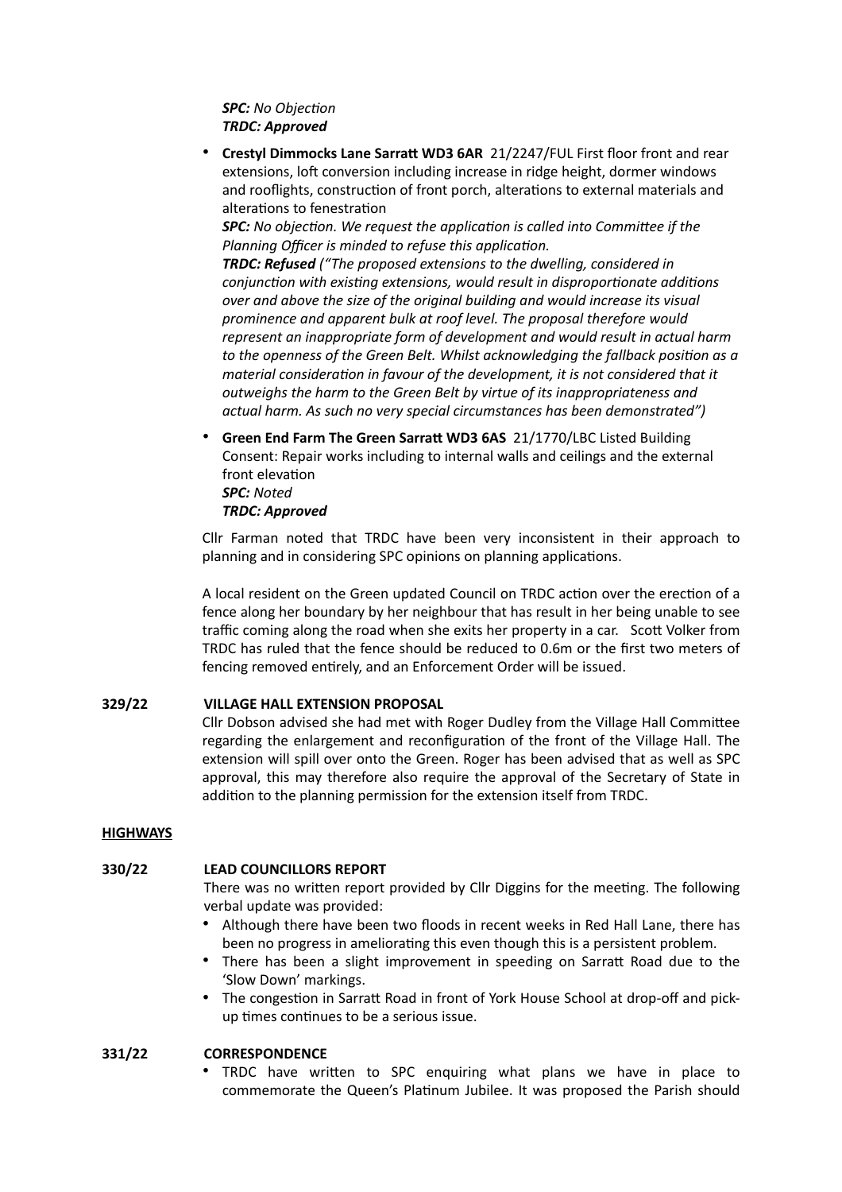***SPC:*** *No Objection*
***TRDC: Approved***

- **Crestyl Dimmocks Lane Sarratt WD3 6AR** 21/2247/FUL First floor front and rear extensions, loft conversion including increase in ridge height, dormer windows and rooflights, construction of front porch, alterations to external materials and alterations to fenestration
  ***SPC:*** *No objection. We request the application is called into Committee if the Planning Officer is minded to refuse this application.*
  ***TRDC: Refused*** *("The proposed extensions to the dwelling, considered in conjunction with existing extensions, would result in disproportionate additions over and above the size of the original building and would increase its visual prominence and apparent bulk at roof level. The proposal therefore would represent an inappropriate form of development and would result in actual harm to the openness of the Green Belt. Whilst acknowledging the fallback position as a material consideration in favour of the development, it is not considered that it outweighs the harm to the Green Belt by virtue of its inappropriateness and actual harm. As such no very special circumstances has been demonstrated")*

- **Green End Farm The Green Sarratt WD3 6AS** 21/1770/LBC Listed Building Consent: Repair works including to internal walls and ceilings and the external front elevation
  ***SPC:*** *Noted*
  ***TRDC: Approved***

Cllr Farman noted that TRDC have been very inconsistent in their approach to planning and in considering SPC opinions on planning applications.

A local resident on the Green updated Council on TRDC action over the erection of a fence along her boundary by her neighbour that has result in her being unable to see traffic coming along the road when she exits her property in a car. Scott Volker from TRDC has ruled that the fence should be reduced to 0.6m or the first two meters of fencing removed entirely, and an Enforcement Order will be issued.

**329/22 VILLAGE HALL EXTENSION PROPOSAL**

Cllr Dobson advised she had met with Roger Dudley from the Village Hall Committee regarding the enlargement and reconfiguration of the front of the Village Hall. The extension will spill over onto the Green. Roger has been advised that as well as SPC approval, this may therefore also require the approval of the Secretary of State in addition to the planning permission for the extension itself from TRDC.

**HIGHWAYS**

**330/22 LEAD COUNCILLORS REPORT**

There was no written report provided by Cllr Diggins for the meeting. The following verbal update was provided:

- Although there have been two floods in recent weeks in Red Hall Lane, there has been no progress in ameliorating this even though this is a persistent problem.
- There has been a slight improvement in speeding on Sarratt Road due to the 'Slow Down' markings.
- The congestion in Sarratt Road in front of York House School at drop-off and pick-up times continues to be a serious issue.

**331/22 CORRESPONDENCE**

- TRDC have written to SPC enquiring what plans we have in place to commemorate the Queen's Platinum Jubilee. It was proposed the Parish should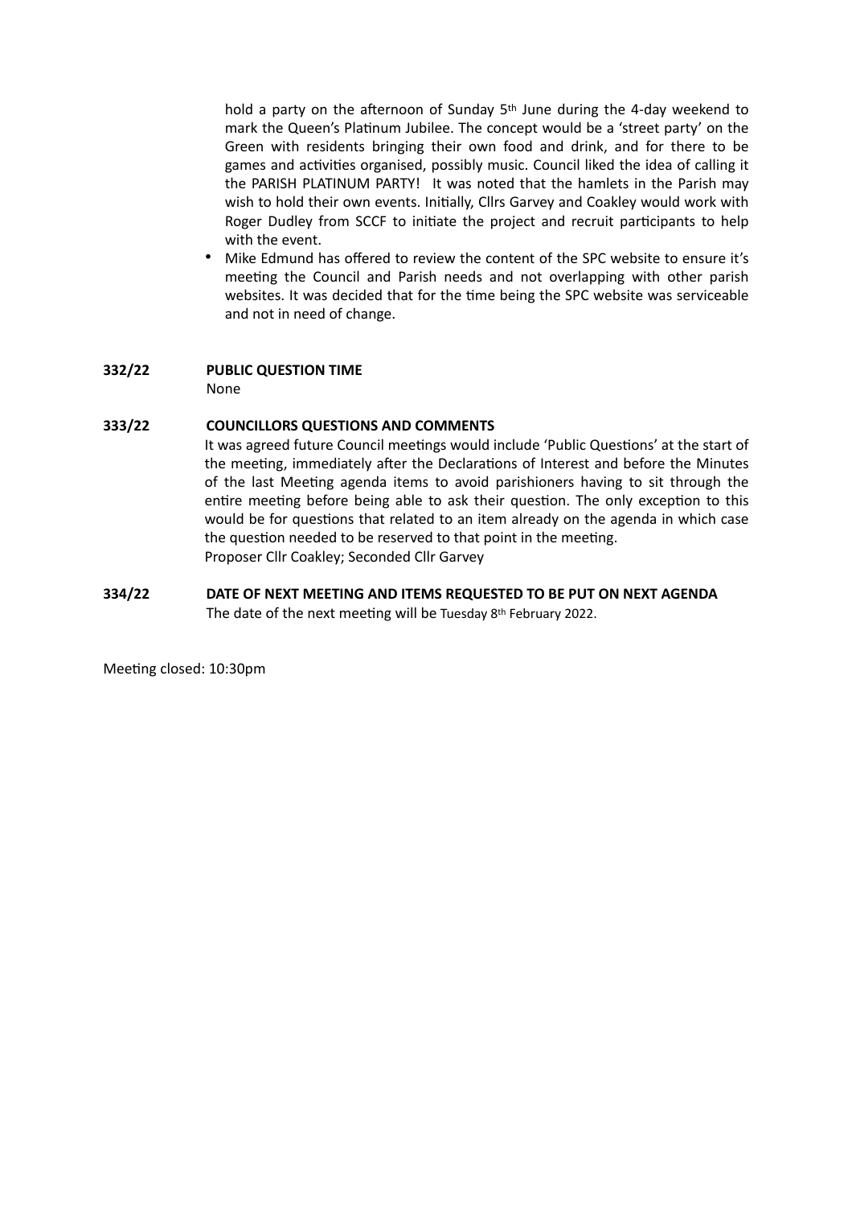hold a party on the afternoon of Sunday 5th June during the 4-day weekend to mark the Queen's Platinum Jubilee. The concept would be a 'street party' on the Green with residents bringing their own food and drink, and for there to be games and activities organised, possibly music. Council liked the idea of calling it the PARISH PLATINUM PARTY! It was noted that the hamlets in the Parish may wish to hold their own events. Initially, Cllrs Garvey and Coakley would work with Roger Dudley from SCCF to initiate the project and recruit participants to help with the event.

- Mike Edmund has offered to review the content of the SPC website to ensure it's meeting the Council and Parish needs and not overlapping with other parish websites. It was decided that for the time being the SPC website was serviceable and not in need of change.

**332/22 PUBLIC QUESTION TIME**

None

**333/22 COUNCILLORS QUESTIONS AND COMMENTS**

It was agreed future Council meetings would include 'Public Questions' at the start of the meeting, immediately after the Declarations of Interest and before the Minutes of the last Meeting agenda items to avoid parishioners having to sit through the entire meeting before being able to ask their question. The only exception to this would be for questions that related to an item already on the agenda in which case the question needed to be reserved to that point in the meeting.

Proposer Cllr Coakley; Seconded Cllr Garvey

**334/22 DATE OF NEXT MEETING AND ITEMS REQUESTED TO BE PUT ON NEXT AGENDA**

The date of the next meeting will be Tuesday 8th February 2022.

Meeting closed: 10:30pm